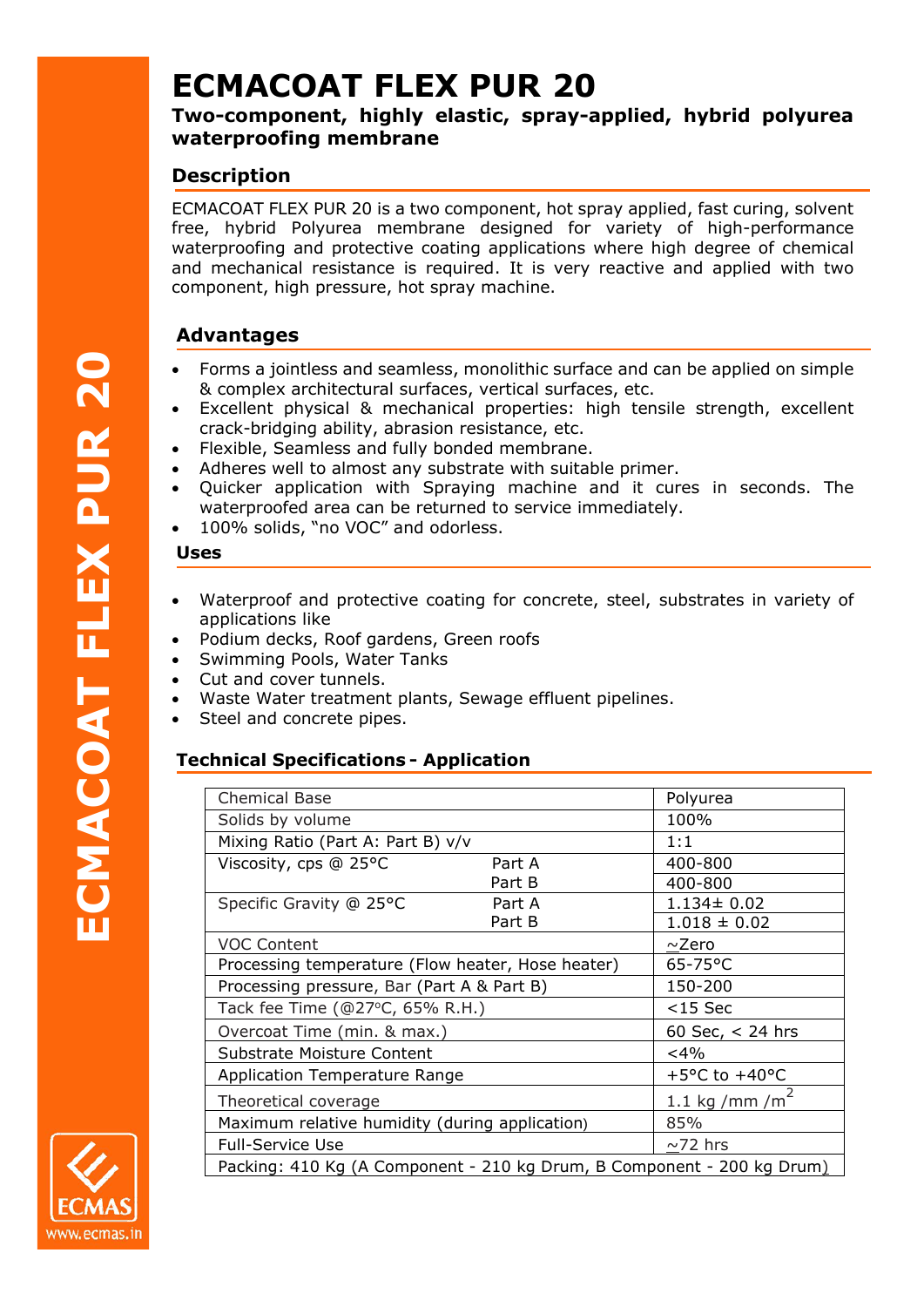# ECMACOAT FLEX PUR 20

**Two-component, highly elastic, spray-applied, hybrid polyurea waterproofing membrane**

## Description

ECMACOAT FLEX PUR 20 is a two component, hot spray applied, fast curing, solvent free, hybrid Polyurea membrane designed for variety of high-performance waterproofing and protective coating applications where high degree of chemical and mechanical resistance is required. It is very reactive and applied with two component, high pressure, hot spray machine.

## Advantages

- Forms a jointless and seamless, monolithic surface and can be applied on simple & complex architectural surfaces, vertical surfaces, etc.
- Excellent physical & mechanical properties: high tensile strength, excellent crack-bridging ability, abrasion resistance, etc.
- Flexible, Seamless and fully bonded membrane.
- Adheres well to almost any substrate with suitable primer.
- Quicker application with Spraying machine and it cures in seconds. The waterproofed area can be returned to service immediately.
- 100% solids, "no VOC" and odorless.

## Uses

- Waterproof and protective coating for concrete, steel, substrates in variety of applications like
- Podium decks, Roof gardens, Green roofs
- Swimming Pools, Water Tanks
- Cut and cover tunnels.
- Waste Water treatment plants, Sewage effluent pipelines.
- Steel and concrete pipes.

## Technical Specifications - Application

| Property | | Value |
|---|---|---|
| Chemical Base | | Polyurea |
| Solids by volume | | 100% |
| Mixing Ratio (Part A: Part B) v/v | | 1:1 |
| Viscosity, cps @ 25°C | Part A | 400-800 |
| | Part B | 400-800 |
| Specific Gravity @ 25°C | Part A | 1.134± 0.02 |
| | Part B | 1.018 ± 0.02 |
| VOC Content | | ~Zero |
| Processing temperature (Flow heater, Hose heater) | | 65-75°C |
| Processing pressure, Bar (Part A & Part B) | | 150-200 |
| Tack fee Time (@27°C, 65% R.H.) | | <15 Sec |
| Overcoat Time (min. & max.) | | 60 Sec, < 24 hrs |
| Substrate Moisture Content | | <4% |
| Application Temperature Range | | +5°C to +40°C |
| Theoretical coverage | | 1.1 kg /mm /m$^2$ |
| Maximum relative humidity (during application) | | 85% |
| Full-Service Use | | ~72 hrs |
| Packing: 410 Kg (A Component - 210 kg Drum, B Component - 200 kg Drum) | | |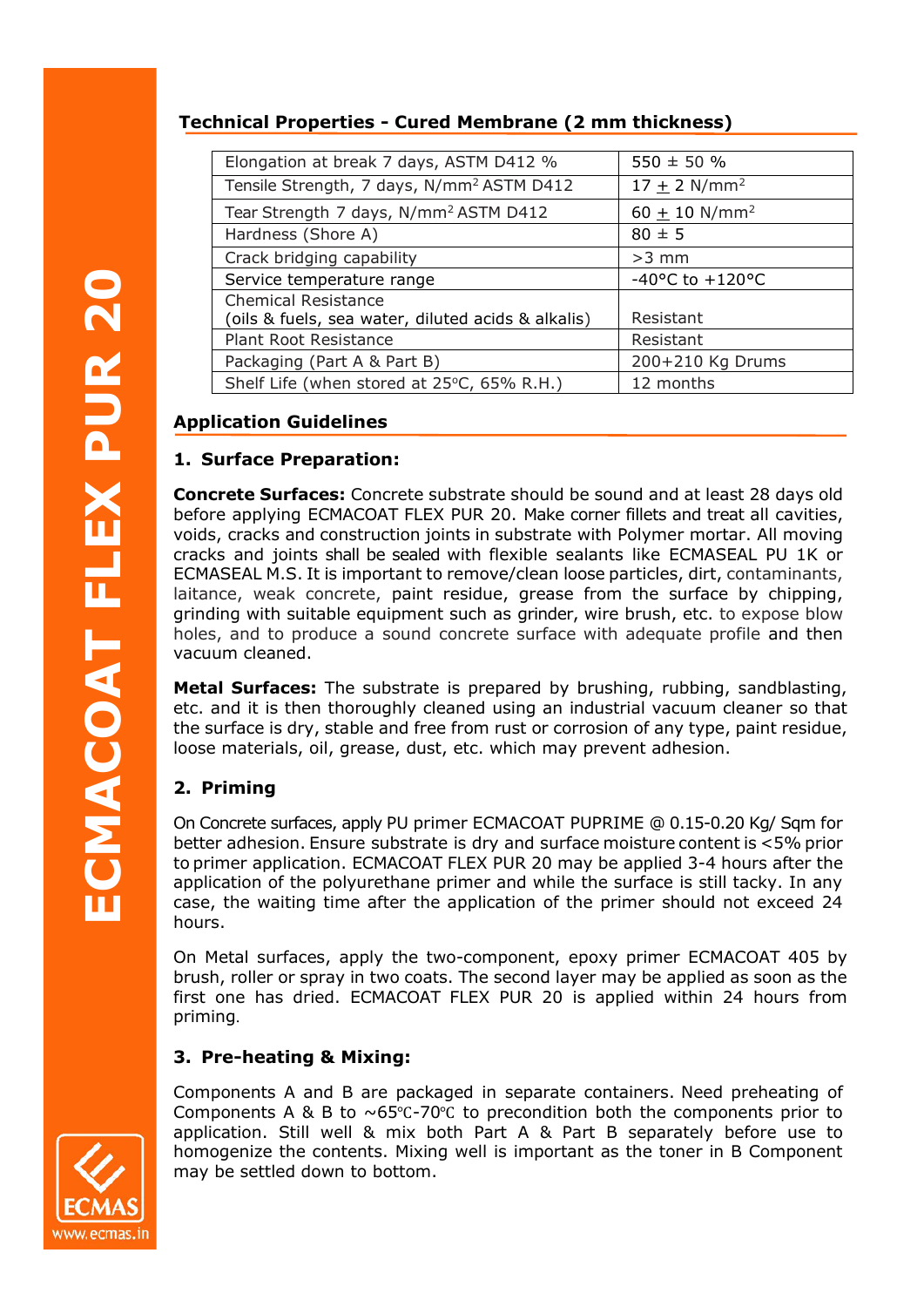## Technical Properties - Cured Membrane (2 mm thickness)

| Property | Value |
|---|---|
| Elongation at break 7 days, ASTM D412 % | 550 ± 50 % |
| Tensile Strength, 7 days, $N/mm^2$ ASTM D412 | 17 ± 2 $N/mm^2$ |
| Tear Strength 7 days, $N/mm^2$ ASTM D412 | 60 ± 10 $N/mm^2$ |
| Hardness (Shore A) | 80 ± 5 |
| Crack bridging capability | >3 mm |
| Service temperature range | -40°C to +120°C |
| Chemical Resistance (oils & fuels, sea water, diluted acids & alkalis) | Resistant |
| Plant Root Resistance | Resistant |
| Packaging (Part A & Part B) | 200+210 Kg Drums |
| Shelf Life (when stored at 25°C, 65% R.H.) | 12 months |

## Application Guidelines

### 1. Surface Preparation:

**Concrete Surfaces:** Concrete substrate should be sound and at least 28 days old before applying ECMACOAT FLEX PUR 20. Make corner fillets and treat all cavities, voids, cracks and construction joints in substrate with Polymer mortar. All moving cracks and joints shall be sealed with flexible sealants like ECMASEAL PU 1K or ECMASEAL M.S. It is important to remove/clean loose particles, dirt, contaminants, laitance, weak concrete, paint residue, grease from the surface by chipping, grinding with suitable equipment such as grinder, wire brush, etc. to expose blow holes, and to produce a sound concrete surface with adequate profile and then vacuum cleaned.

**Metal Surfaces:** The substrate is prepared by brushing, rubbing, sandblasting, etc. and it is then thoroughly cleaned using an industrial vacuum cleaner so that the surface is dry, stable and free from rust or corrosion of any type, paint residue, loose materials, oil, grease, dust, etc. which may prevent adhesion.

### 2. Priming

On Concrete surfaces, apply PU primer ECMACOAT PUPRIME @ 0.15-0.20 Kg/ Sqm for better adhesion. Ensure substrate is dry and surface moisture content is <5% prior to primer application. ECMACOAT FLEX PUR 20 may be applied 3-4 hours after the application of the polyurethane primer and while the surface is still tacky. In any case, the waiting time after the application of the primer should not exceed 24 hours.

On Metal surfaces, apply the two-component, epoxy primer ECMACOAT 405 by brush, roller or spray in two coats. The second layer may be applied as soon as the first one has dried. ECMACOAT FLEX PUR 20 is applied within 24 hours from priming.

### 3. Pre-heating & Mixing:

Components A and B are packaged in separate containers. Need preheating of Components A & B to ~65℃-70℃ to precondition both the components prior to application. Still well & mix both Part A & Part B separately before use to homogenize the contents. Mixing well is important as the toner in B Component may be settled down to bottom.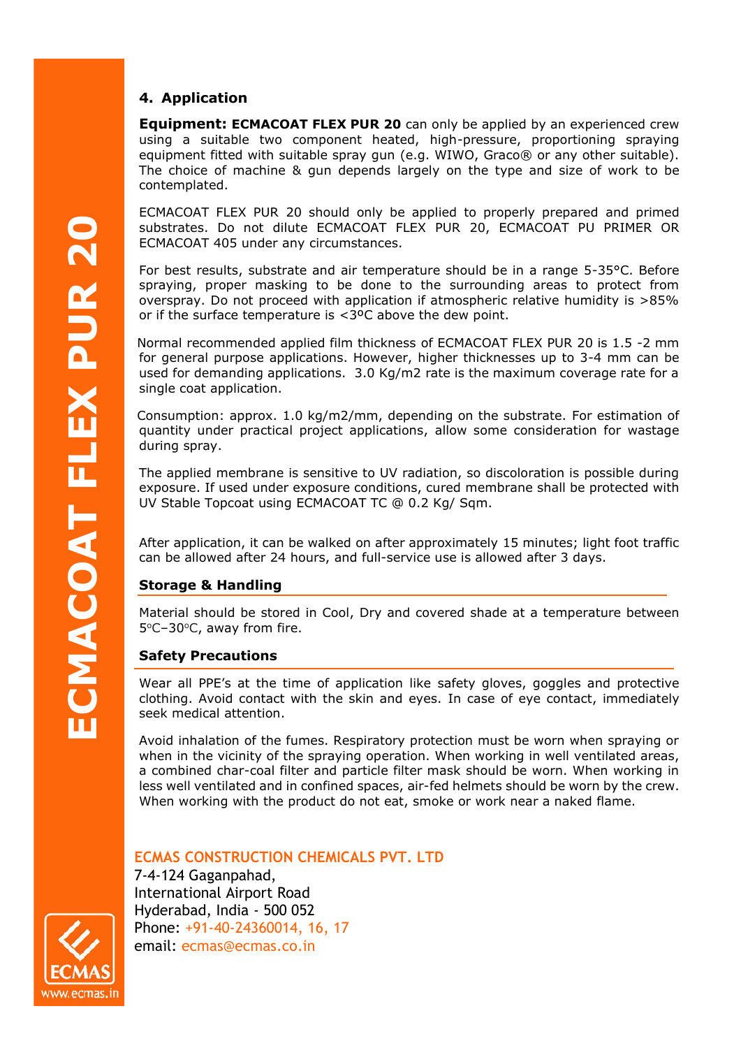## 4. Application

**Equipment: ECMACOAT FLEX PUR 20** can only be applied by an experienced crew using a suitable two component heated, high-pressure, proportioning spraying equipment fitted with suitable spray gun (e.g. WIWO, Graco® or any other suitable). The choice of machine & gun depends largely on the type and size of work to be contemplated.

ECMACOAT FLEX PUR 20 should only be applied to properly prepared and primed substrates. Do not dilute ECMACOAT FLEX PUR 20, ECMACOAT PU PRIMER OR ECMACOAT 405 under any circumstances.

For best results, substrate and air temperature should be in a range 5-35°C. Before spraying, proper masking to be done to the surrounding areas to protect from overspray. Do not proceed with application if atmospheric relative humidity is >85% or if the surface temperature is <3ºC above the dew point.

Normal recommended applied film thickness of ECMACOAT FLEX PUR 20 is 1.5 -2 mm for general purpose applications. However, higher thicknesses up to 3-4 mm can be used for demanding applications. 3.0 Kg/m2 rate is the maximum coverage rate for a single coat application.

Consumption: approx. 1.0 kg/m2/mm, depending on the substrate. For estimation of quantity under practical project applications, allow some consideration for wastage during spray.

The applied membrane is sensitive to UV radiation, so discoloration is possible during exposure. If used under exposure conditions, cured membrane shall be protected with UV Stable Topcoat using ECMACOAT TC @ 0.2 Kg/ Sqm.

After application, it can be walked on after approximately 15 minutes; light foot traffic can be allowed after 24 hours, and full-service use is allowed after 3 days.

### Storage & Handling

Material should be stored in Cool, Dry and covered shade at a temperature between 5°C–30°C, away from fire.

### Safety Precautions

Wear all PPE's at the time of application like safety gloves, goggles and protective clothing. Avoid contact with the skin and eyes. In case of eye contact, immediately seek medical attention.

Avoid inhalation of the fumes. Respiratory protection must be worn when spraying or when in the vicinity of the spraying operation. When working in well ventilated areas, a combined char-coal filter and particle filter mask should be worn. When working in less well ventilated and in confined spaces, air-fed helmets should be worn by the crew. When working with the product do not eat, smoke or work near a naked flame.

**ECMAS CONSTRUCTION CHEMICALS PVT. LTD**
7-4-124 Gaganpahad,
International Airport Road
Hyderabad, India - 500 052
Phone: +91-40-24360014, 16, 17
email: ecmas@ecmas.co.in

ECMAS
www.ecmas.in